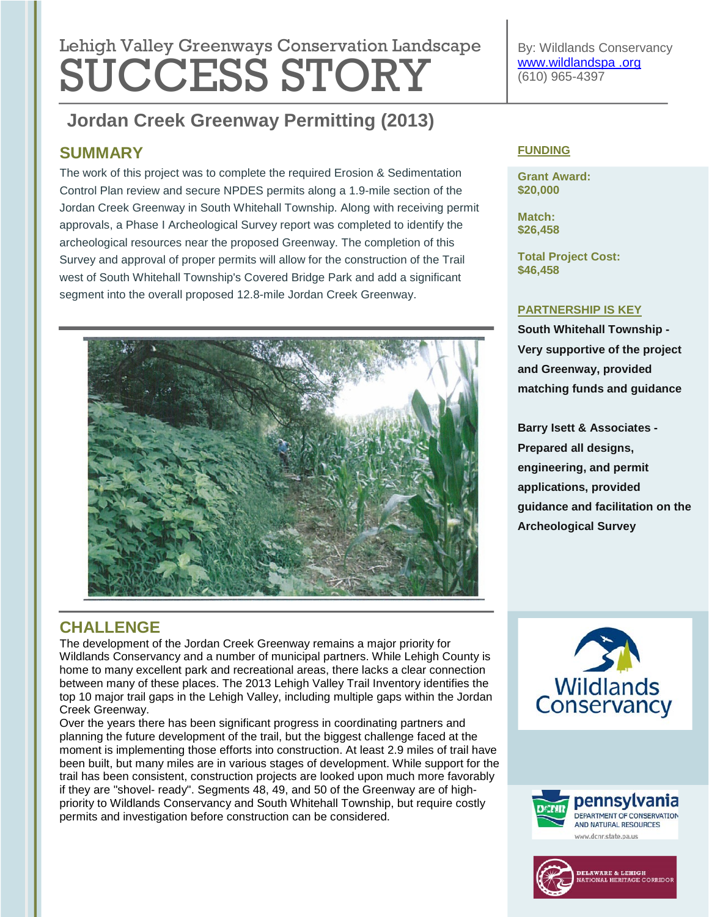# Lehigh Valley Greenways Conservation Landscape SUCCESS STORY

By: Wildlands Conservancy
www.wildlandspa .org
(610) 965-4397

## Jordan Creek Greenway Permitting (2013)

### SUMMARY

The work of this project was to complete the required Erosion & Sedimentation Control Plan review and secure NPDES permits along a 1.9-mile section of the Jordan Creek Greenway in South Whitehall Township. Along with receiving permit approvals, a Phase I Archeological Survey report was completed to identify the archeological resources near the proposed Greenway. The completion of this Survey and approval of proper permits will allow for the construction of the Trail west of South Whitehall Township's Covered Bridge Park and add a significant segment into the overall proposed 12.8-mile Jordan Creek Greenway.

### CHALLENGE

The development of the Jordan Creek Greenway remains a major priority for Wildlands Conservancy and a number of municipal partners. While Lehigh County is home to many excellent park and recreational areas, there lacks a clear connection between many of these places. The 2013 Lehigh Valley Trail Inventory identifies the top 10 major trail gaps in the Lehigh Valley, including multiple gaps within the Jordan Creek Greenway.

Over the years there has been significant progress in coordinating partners and planning the future development of the trail, but the biggest challenge faced at the moment is implementing those efforts into construction. At least 2.9 miles of trail have been built, but many miles are in various stages of development. While support for the trail has been consistent, construction projects are looked upon much more favorably if they are "shovel- ready". Segments 48, 49, and 50 of the Greenway are of high-priority to Wildlands Conservancy and South Whitehall Township, but require costly permits and investigation before construction can be considered.

### FUNDING

**Grant Award:**
**$20,000**

**Match:**
**$26,458**

**Total Project Cost:**
**$46,458**

### PARTNERSHIP IS KEY

**South Whitehall Township - Very supportive of the project and Greenway, provided matching funds and guidance**

**Barry Isett & Associates - Prepared all designs, engineering, and permit applications, provided guidance and facilitation on the Archeological Survey**

Wildlands Conservancy

pennsylvania DEPARTMENT OF CONSERVATION AND NATURAL RESOURCES www.dcnr.state.pa.us

DELAWARE & LEHIGH NATIONAL HERITAGE CORRIDOR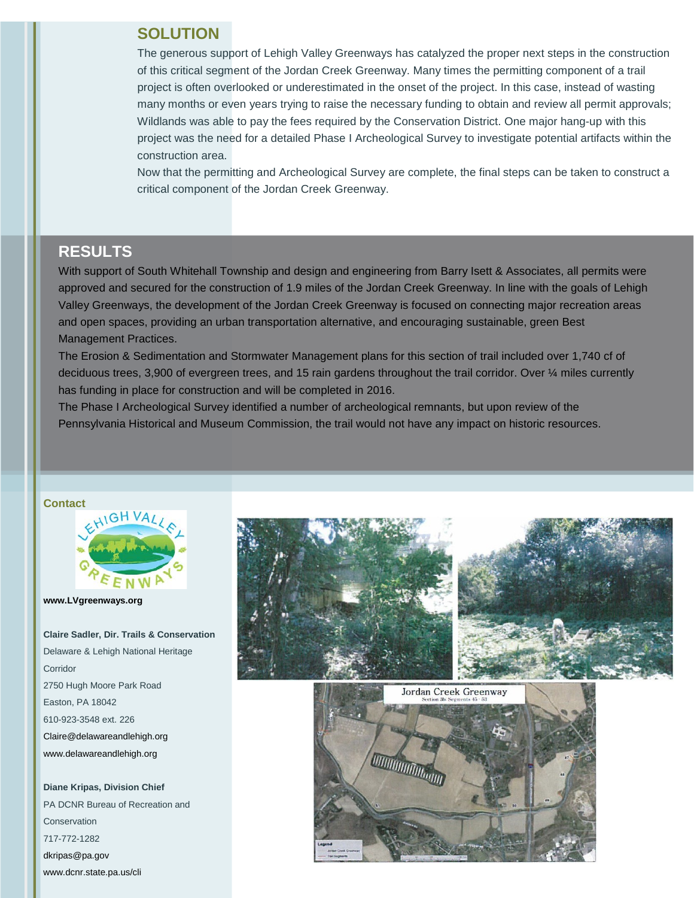## SOLUTION

The generous support of Lehigh Valley Greenways has catalyzed the proper next steps in the construction of this critical segment of the Jordan Creek Greenway. Many times the permitting component of a trail project is often overlooked or underestimated in the onset of the project. In this case, instead of wasting many months or even years trying to raise the necessary funding to obtain and review all permit approvals; Wildlands was able to pay the fees required by the Conservation District. One major hang-up with this project was the need for a detailed Phase I Archeological Survey to investigate potential artifacts within the construction area.

Now that the permitting and Archeological Survey are complete, the final steps can be taken to construct a critical component of the Jordan Creek Greenway.

## RESULTS

With support of South Whitehall Township and design and engineering from Barry Isett & Associates, all permits were approved and secured for the construction of 1.9 miles of the Jordan Creek Greenway. In line with the goals of Lehigh Valley Greenways, the development of the Jordan Creek Greenway is focused on connecting major recreation areas and open spaces, providing an urban transportation alternative, and encouraging sustainable, green Best Management Practices.

The Erosion & Sedimentation and Stormwater Management plans for this section of trail included over 1,740 cf of deciduous trees, 3,900 of evergreen trees, and 15 rain gardens throughout the trail corridor. Over ¼ miles currently has funding in place for construction and will be completed in 2016.

The Phase I Archeological Survey identified a number of archeological remnants, but upon review of the Pennsylvania Historical and Museum Commission, the trail would not have any impact on historic resources.

### Contact

LEHIGH VALLEY GREENWAYS

**www.LVgreenways.org**

**Claire Sadler, Dir. Trails & Conservation**
Delaware & Lehigh National Heritage Corridor
2750 Hugh Moore Park Road
Easton, PA 18042
610-923-3548 ext. 226
Claire@delawareandlehigh.org
www.delawareandlehigh.org

**Diane Kripas, Division Chief**
PA DCNR Bureau of Recreation and Conservation
717-772-1282
dkripas@pa.gov
www.dcnr.state.pa.us/cli

Jordan Creek Greenway
Section 3b Segments 45 - 53